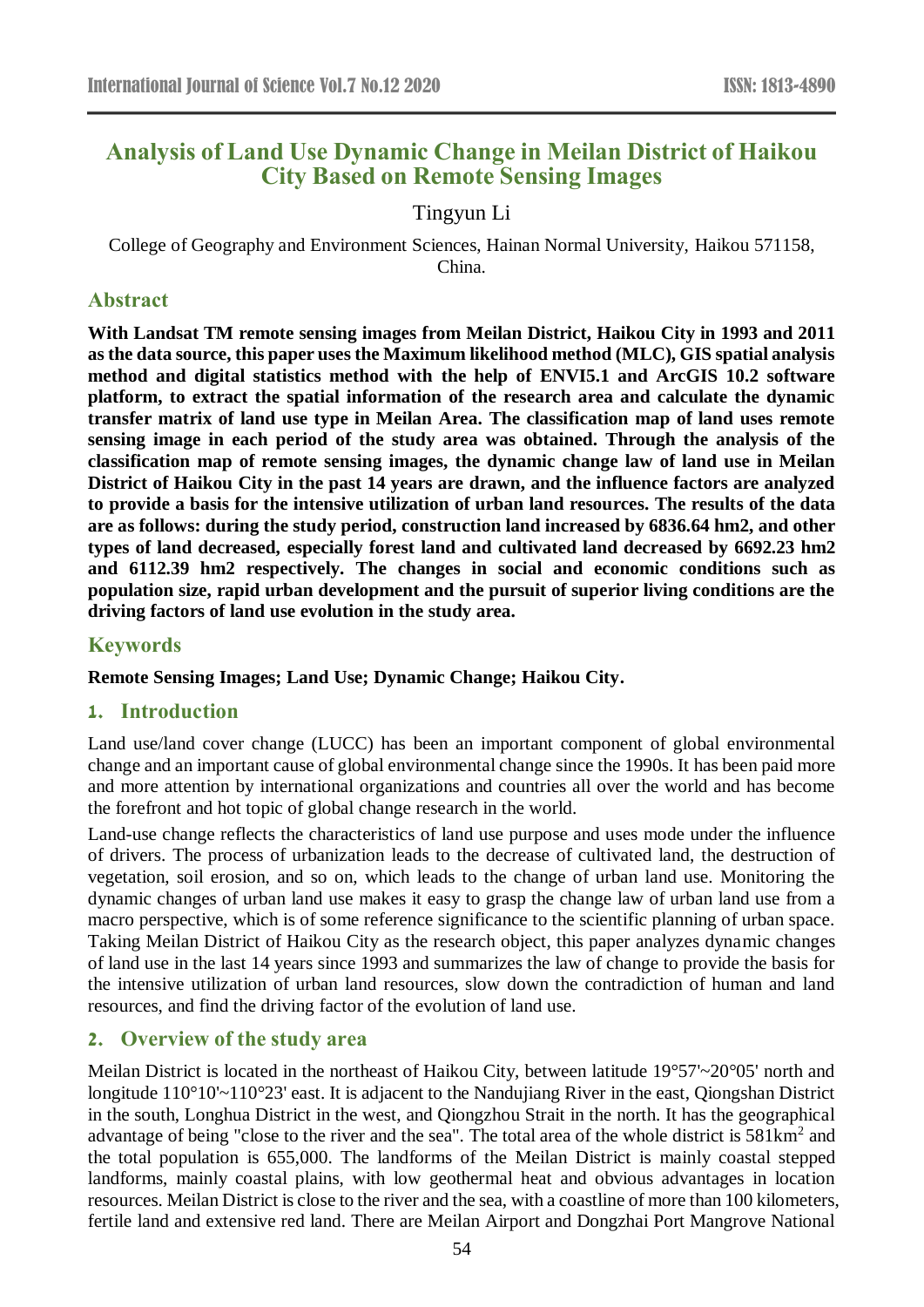# Analysis of Land Use Dynamic Change in Meilan District of Haikou City Based on Remote Sensing Images

Tingyun Li

College of Geography and Environment Sciences, Hainan Normal University, Haikou 571158, China.

## Abstract

**With Landsat TM remote sensing images from Meilan District, Haikou City in 1993 and 2011 as the data source, this paper uses the Maximum likelihood method (MLC), GIS spatial analysis method and digital statistics method with the help of ENVI5.1 and ArcGIS 10.2 software platform, to extract the spatial information of the research area and calculate the dynamic transfer matrix of land use type in Meilan Area. The classification map of land uses remote sensing image in each period of the study area was obtained. Through the analysis of the classification map of remote sensing images, the dynamic change law of land use in Meilan District of Haikou City in the past 14 years are drawn, and the influence factors are analyzed to provide a basis for the intensive utilization of urban land resources. The results of the data are as follows: during the study period, construction land increased by 6836.64 hm2, and other types of land decreased, especially forest land and cultivated land decreased by 6692.23 hm2 and 6112.39 hm2 respectively. The changes in social and economic conditions such as population size, rapid urban development and the pursuit of superior living conditions are the driving factors of land use evolution in the study area.**

## Keywords

**Remote Sensing Images; Land Use; Dynamic Change; Haikou City.**

## 1. Introduction

Land use/land cover change (LUCC) has been an important component of global environmental change and an important cause of global environmental change since the 1990s. It has been paid more and more attention by international organizations and countries all over the world and has become the forefront and hot topic of global change research in the world.

Land-use change reflects the characteristics of land use purpose and uses mode under the influence of drivers. The process of urbanization leads to the decrease of cultivated land, the destruction of vegetation, soil erosion, and so on, which leads to the change of urban land use. Monitoring the dynamic changes of urban land use makes it easy to grasp the change law of urban land use from a macro perspective, which is of some reference significance to the scientific planning of urban space. Taking Meilan District of Haikou City as the research object, this paper analyzes dynamic changes of land use in the last 14 years since 1993 and summarizes the law of change to provide the basis for the intensive utilization of urban land resources, slow down the contradiction of human and land resources, and find the driving factor of the evolution of land use.

## 2. Overview of the study area

Meilan District is located in the northeast of Haikou City, between latitude 19°57'~20°05' north and longitude 110°10'~110°23' east. It is adjacent to the Nandujiang River in the east, Qiongshan District in the south, Longhua District in the west, and Qiongzhou Strait in the north. It has the geographical advantage of being "close to the river and the sea". The total area of the whole district is 581km$^2$ and the total population is 655,000. The landforms of the Meilan District is mainly coastal stepped landforms, mainly coastal plains, with low geothermal heat and obvious advantages in location resources. Meilan District is close to the river and the sea, with a coastline of more than 100 kilometers, fertile land and extensive red land. There are Meilan Airport and Dongzhai Port Mangrove National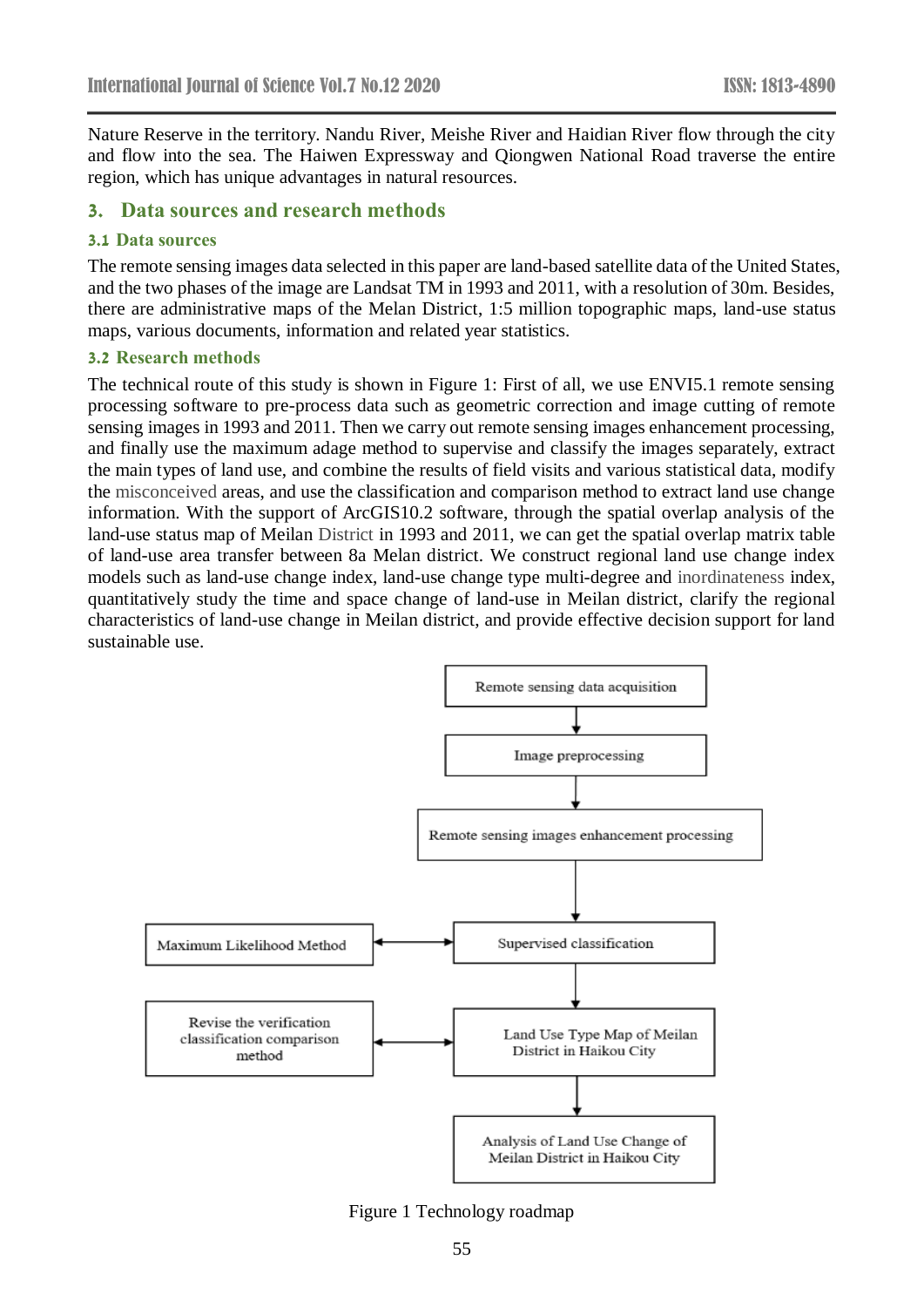Nature Reserve in the territory. Nandu River, Meishe River and Haidian River flow through the city and flow into the sea. The Haiwen Expressway and Qiongwen National Road traverse the entire region, which has unique advantages in natural resources.

## 3. Data sources and research methods

### 3.1 Data sources

The remote sensing images data selected in this paper are land-based satellite data of the United States, and the two phases of the image are Landsat TM in 1993 and 2011, with a resolution of 30m. Besides, there are administrative maps of the Melan District, 1:5 million topographic maps, land-use status maps, various documents, information and related year statistics.

### 3.2 Research methods

The technical route of this study is shown in Figure 1: First of all, we use ENVI5.1 remote sensing processing software to pre-process data such as geometric correction and image cutting of remote sensing images in 1993 and 2011. Then we carry out remote sensing images enhancement processing, and finally use the maximum adage method to supervise and classify the images separately, extract the main types of land use, and combine the results of field visits and various statistical data, modify the misconceived areas, and use the classification and comparison method to extract land use change information. With the support of ArcGIS10.2 software, through the spatial overlap analysis of the land-use status map of Meilan District in 1993 and 2011, we can get the spatial overlap matrix table of land-use area transfer between 8a Melan district. We construct regional land use change index models such as land-use change index, land-use change type multi-degree and inordinateness index, quantitatively study the time and space change of land-use in Meilan district, clarify the regional characteristics of land-use change in Meilan district, and provide effective decision support for land sustainable use.

Remote sensing data acquisition → Image preprocessing → Remote sensing images enhancement processing → Supervised classification (↔ Maximum Likelihood Method) → Land Use Type Map of Meilan District in Haikou City (↔ Revise the verification classification comparison method) → Analysis of Land Use Change of Meilan District in Haikou City

Figure 1 Technology roadmap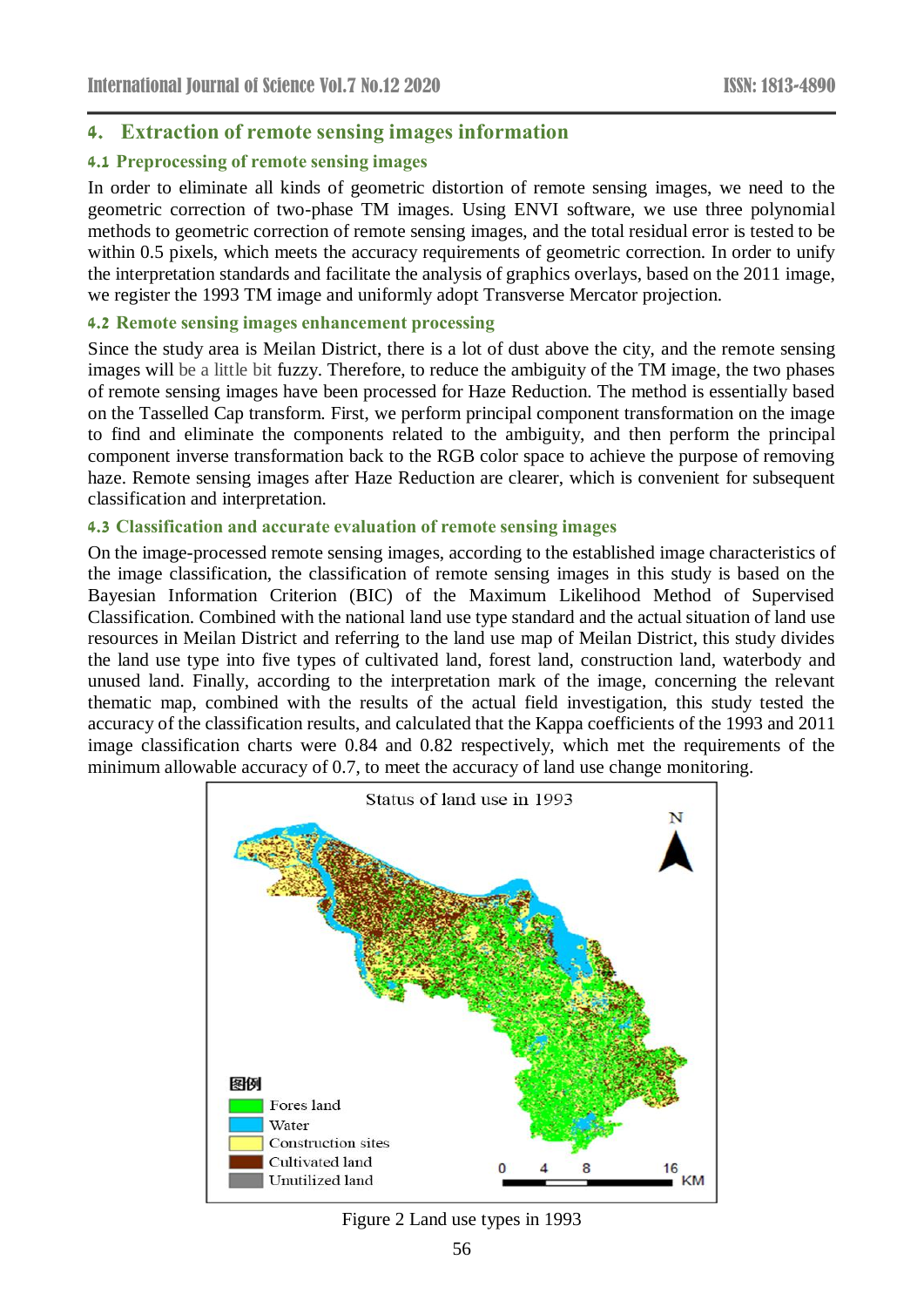## 4. Extraction of remote sensing images information

### 4.1 Preprocessing of remote sensing images

In order to eliminate all kinds of geometric distortion of remote sensing images, we need to the geometric correction of two-phase TM images. Using ENVI software, we use three polynomial methods to geometric correction of remote sensing images, and the total residual error is tested to be within 0.5 pixels, which meets the accuracy requirements of geometric correction. In order to unify the interpretation standards and facilitate the analysis of graphics overlays, based on the 2011 image, we register the 1993 TM image and uniformly adopt Transverse Mercator projection.

### 4.2 Remote sensing images enhancement processing

Since the study area is Meilan District, there is a lot of dust above the city, and the remote sensing images will be a little bit fuzzy. Therefore, to reduce the ambiguity of the TM image, the two phases of remote sensing images have been processed for Haze Reduction. The method is essentially based on the Tasselled Cap transform. First, we perform principal component transformation on the image to find and eliminate the components related to the ambiguity, and then perform the principal component inverse transformation back to the RGB color space to achieve the purpose of removing haze. Remote sensing images after Haze Reduction are clearer, which is convenient for subsequent classification and interpretation.

### 4.3 Classification and accurate evaluation of remote sensing images

On the image-processed remote sensing images, according to the established image characteristics of the image classification, the classification of remote sensing images in this study is based on the Bayesian Information Criterion (BIC) of the Maximum Likelihood Method of Supervised Classification. Combined with the national land use type standard and the actual situation of land use resources in Meilan District and referring to the land use map of Meilan District, this study divides the land use type into five types of cultivated land, forest land, construction land, waterbody and unused land. Finally, according to the interpretation mark of the image, concerning the relevant thematic map, combined with the results of the actual field investigation, this study tested the accuracy of the classification results, and calculated that the Kappa coefficients of the 1993 and 2011 image classification charts were 0.84 and 0.82 respectively, which met the requirements of the minimum allowable accuracy of 0.7, to meet the accuracy of land use change monitoring.

Figure 2 Land use types in 1993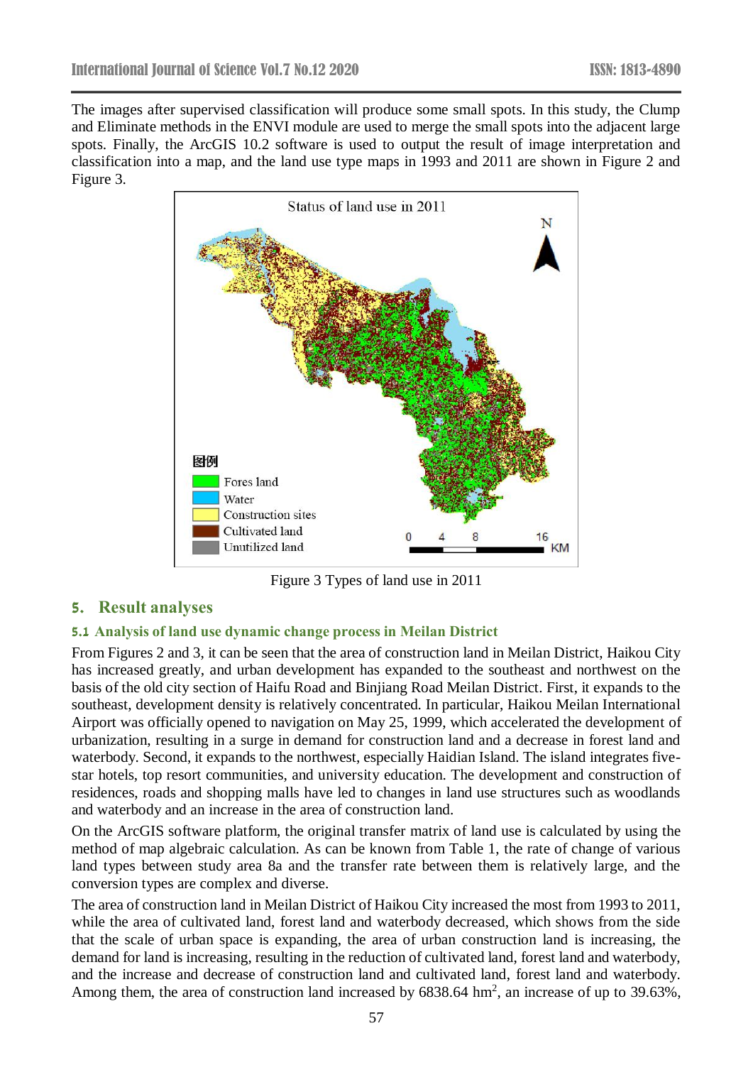The images after supervised classification will produce some small spots. In this study, the Clump and Eliminate methods in the ENVI module are used to merge the small spots into the adjacent large spots. Finally, the ArcGIS 10.2 software is used to output the result of image interpretation and classification into a map, and the land use type maps in 1993 and 2011 are shown in Figure 2 and Figure 3.

Figure 3 Types of land use in 2011

## 5. Result analyses

### 5.1 Analysis of land use dynamic change process in Meilan District

From Figures 2 and 3, it can be seen that the area of construction land in Meilan District, Haikou City has increased greatly, and urban development has expanded to the southeast and northwest on the basis of the old city section of Haifu Road and Binjiang Road Meilan District. First, it expands to the southeast, development density is relatively concentrated. In particular, Haikou Meilan International Airport was officially opened to navigation on May 25, 1999, which accelerated the development of urbanization, resulting in a surge in demand for construction land and a decrease in forest land and waterbody. Second, it expands to the northwest, especially Haidian Island. The island integrates five-star hotels, top resort communities, and university education. The development and construction of residences, roads and shopping malls have led to changes in land use structures such as woodlands and waterbody and an increase in the area of construction land.

On the ArcGIS software platform, the original transfer matrix of land use is calculated by using the method of map algebraic calculation. As can be known from Table 1, the rate of change of various land types between study area 8a and the transfer rate between them is relatively large, and the conversion types are complex and diverse.

The area of construction land in Meilan District of Haikou City increased the most from 1993 to 2011, while the area of cultivated land, forest land and waterbody decreased, which shows from the side that the scale of urban space is expanding, the area of urban construction land is increasing, the demand for land is increasing, resulting in the reduction of cultivated land, forest land and waterbody, and the increase and decrease of construction land and cultivated land, forest land and waterbody. Among them, the area of construction land increased by 6838.64 $hm^2$, an increase of up to 39.63%,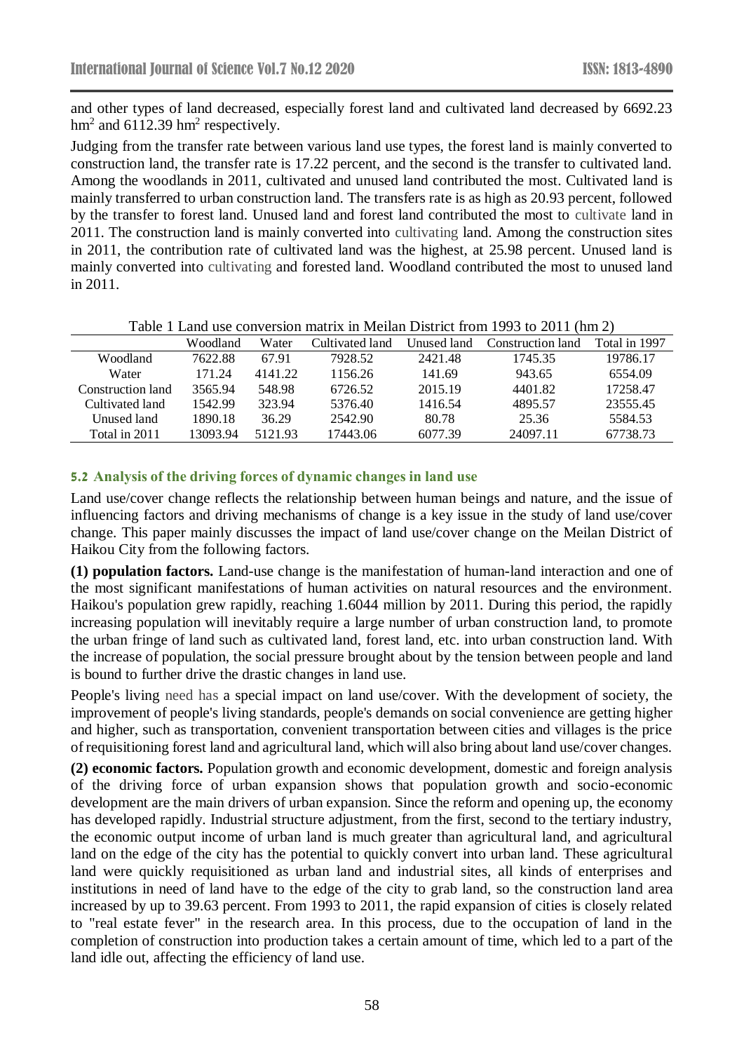and other types of land decreased, especially forest land and cultivated land decreased by 6692.23 $hm^2$ and 6112.39 $hm^2$ respectively.

Judging from the transfer rate between various land use types, the forest land is mainly converted to construction land, the transfer rate is 17.22 percent, and the second is the transfer to cultivated land. Among the woodlands in 2011, cultivated and unused land contributed the most. Cultivated land is mainly transferred to urban construction land. The transfers rate is as high as 20.93 percent, followed by the transfer to forest land. Unused land and forest land contributed the most to cultivate land in 2011. The construction land is mainly converted into cultivating land. Among the construction sites in 2011, the contribution rate of cultivated land was the highest, at 25.98 percent. Unused land is mainly converted into cultivating and forested land. Woodland contributed the most to unused land in 2011.

Table 1 Land use conversion matrix in Meilan District from 1993 to 2011 (hm 2)

| | Woodland | Water | Cultivated land | Unused land | Construction land | Total in 1997 |
|---|---|---|---|---|---|---|
| Woodland | 7622.88 | 67.91 | 7928.52 | 2421.48 | 1745.35 | 19786.17 |
| Water | 171.24 | 4141.22 | 1156.26 | 141.69 | 943.65 | 6554.09 |
| Construction land | 3565.94 | 548.98 | 6726.52 | 2015.19 | 4401.82 | 17258.47 |
| Cultivated land | 1542.99 | 323.94 | 5376.40 | 1416.54 | 4895.57 | 23555.45 |
| Unused land | 1890.18 | 36.29 | 2542.90 | 80.78 | 25.36 | 5584.53 |
| Total in 2011 | 13093.94 | 5121.93 | 17443.06 | 6077.39 | 24097.11 | 67738.73 |

### 5.2 Analysis of the driving forces of dynamic changes in land use

Land use/cover change reflects the relationship between human beings and nature, and the issue of influencing factors and driving mechanisms of change is a key issue in the study of land use/cover change. This paper mainly discusses the impact of land use/cover change on the Meilan District of Haikou City from the following factors.

**(1) population factors.** Land-use change is the manifestation of human-land interaction and one of the most significant manifestations of human activities on natural resources and the environment. Haikou's population grew rapidly, reaching 1.6044 million by 2011. During this period, the rapidly increasing population will inevitably require a large number of urban construction land, to promote the urban fringe of land such as cultivated land, forest land, etc. into urban construction land. With the increase of population, the social pressure brought about by the tension between people and land is bound to further drive the drastic changes in land use.

People's living need has a special impact on land use/cover. With the development of society, the improvement of people's living standards, people's demands on social convenience are getting higher and higher, such as transportation, convenient transportation between cities and villages is the price of requisitioning forest land and agricultural land, which will also bring about land use/cover changes.

**(2) economic factors.** Population growth and economic development, domestic and foreign analysis of the driving force of urban expansion shows that population growth and socio-economic development are the main drivers of urban expansion. Since the reform and opening up, the economy has developed rapidly. Industrial structure adjustment, from the first, second to the tertiary industry, the economic output income of urban land is much greater than agricultural land, and agricultural land on the edge of the city has the potential to quickly convert into urban land. These agricultural land were quickly requisitioned as urban land and industrial sites, all kinds of enterprises and institutions in need of land have to the edge of the city to grab land, so the construction land area increased by up to 39.63 percent. From 1993 to 2011, the rapid expansion of cities is closely related to "real estate fever" in the research area. In this process, due to the occupation of land in the completion of construction into production takes a certain amount of time, which led to a part of the land idle out, affecting the efficiency of land use.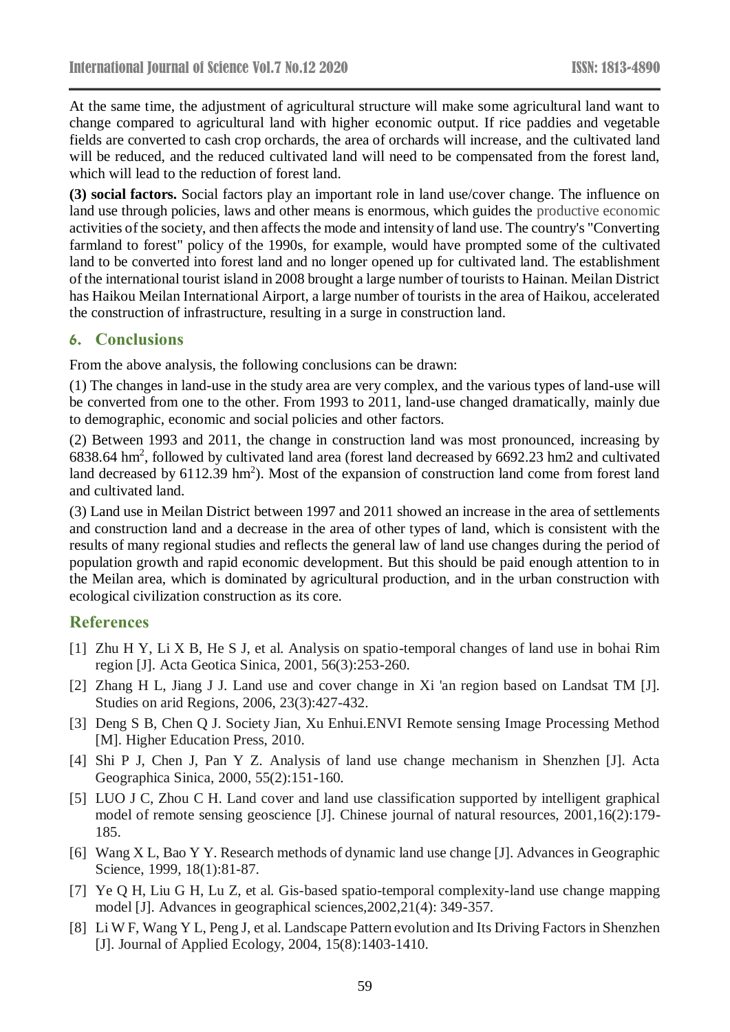At the same time, the adjustment of agricultural structure will make some agricultural land want to change compared to agricultural land with higher economic output. If rice paddies and vegetable fields are converted to cash crop orchards, the area of orchards will increase, and the cultivated land will be reduced, and the reduced cultivated land will need to be compensated from the forest land, which will lead to the reduction of forest land.

**(3) social factors.** Social factors play an important role in land use/cover change. The influence on land use through policies, laws and other means is enormous, which guides the productive economic activities of the society, and then affects the mode and intensity of land use. The country's "Converting farmland to forest" policy of the 1990s, for example, would have prompted some of the cultivated land to be converted into forest land and no longer opened up for cultivated land. The establishment of the international tourist island in 2008 brought a large number of tourists to Hainan. Meilan District has Haikou Meilan International Airport, a large number of tourists in the area of Haikou, accelerated the construction of infrastructure, resulting in a surge in construction land.

## 6. Conclusions

From the above analysis, the following conclusions can be drawn:

(1) The changes in land-use in the study area are very complex, and the various types of land-use will be converted from one to the other. From 1993 to 2011, land-use changed dramatically, mainly due to demographic, economic and social policies and other factors.

(2) Between 1993 and 2011, the change in construction land was most pronounced, increasing by 6838.64 $hm^2$, followed by cultivated land area (forest land decreased by 6692.23 hm2 and cultivated land decreased by 6112.39 $hm^2$). Most of the expansion of construction land come from forest land and cultivated land.

(3) Land use in Meilan District between 1997 and 2011 showed an increase in the area of settlements and construction land and a decrease in the area of other types of land, which is consistent with the results of many regional studies and reflects the general law of land use changes during the period of population growth and rapid economic development. But this should be paid enough attention to in the Meilan area, which is dominated by agricultural production, and in the urban construction with ecological civilization construction as its core.

## References

[1] Zhu H Y, Li X B, He S J, et al. Analysis on spatio-temporal changes of land use in bohai Rim region [J]. Acta Geotica Sinica, 2001, 56(3):253-260.

[2] Zhang H L, Jiang J J. Land use and cover change in Xi 'an region based on Landsat TM [J]. Studies on arid Regions, 2006, 23(3):427-432.

[3] Deng S B, Chen Q J. Society Jian, Xu Enhui.ENVI Remote sensing Image Processing Method [M]. Higher Education Press, 2010.

[4] Shi P J, Chen J, Pan Y Z. Analysis of land use change mechanism in Shenzhen [J]. Acta Geographica Sinica, 2000, 55(2):151-160.

[5] LUO J C, Zhou C H. Land cover and land use classification supported by intelligent graphical model of remote sensing geoscience [J]. Chinese journal of natural resources, 2001,16(2):179-185.

[6] Wang X L, Bao Y Y. Research methods of dynamic land use change [J]. Advances in Geographic Science, 1999, 18(1):81-87.

[7] Ye Q H, Liu G H, Lu Z, et al. Gis-based spatio-temporal complexity-land use change mapping model [J]. Advances in geographical sciences,2002,21(4): 349-357.

[8] Li W F, Wang Y L, Peng J, et al. Landscape Pattern evolution and Its Driving Factors in Shenzhen [J]. Journal of Applied Ecology, 2004, 15(8):1403-1410.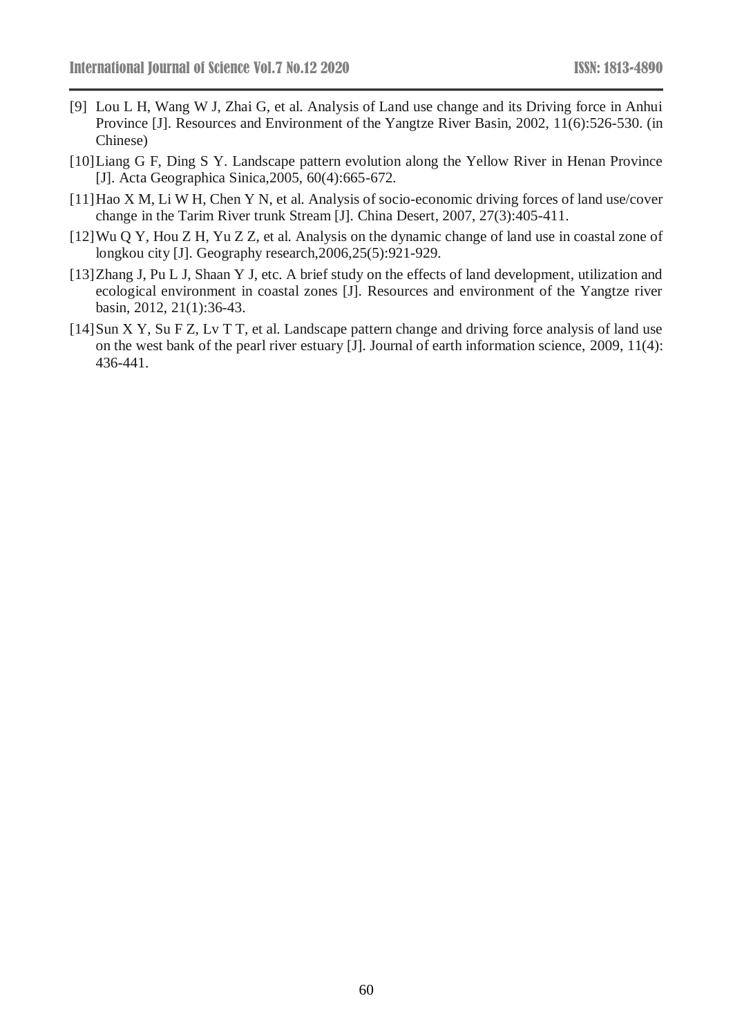[9] Lou L H, Wang W J, Zhai G, et al. Analysis of Land use change and its Driving force in Anhui Province [J]. Resources and Environment of the Yangtze River Basin, 2002, 11(6):526-530. (in Chinese)

[10] Liang G F, Ding S Y. Landscape pattern evolution along the Yellow River in Henan Province [J]. Acta Geographica Sinica,2005, 60(4):665-672.

[11] Hao X M, Li W H, Chen Y N, et al. Analysis of socio-economic driving forces of land use/cover change in the Tarim River trunk Stream [J]. China Desert, 2007, 27(3):405-411.

[12] Wu Q Y, Hou Z H, Yu Z Z, et al. Analysis on the dynamic change of land use in coastal zone of longkou city [J]. Geography research,2006,25(5):921-929.

[13] Zhang J, Pu L J, Shaan Y J, etc. A brief study on the effects of land development, utilization and ecological environment in coastal zones [J]. Resources and environment of the Yangtze river basin, 2012, 21(1):36-43.

[14] Sun X Y, Su F Z, Lv T T, et al. Landscape pattern change and driving force analysis of land use on the west bank of the pearl river estuary [J]. Journal of earth information science, 2009, 11(4): 436-441.